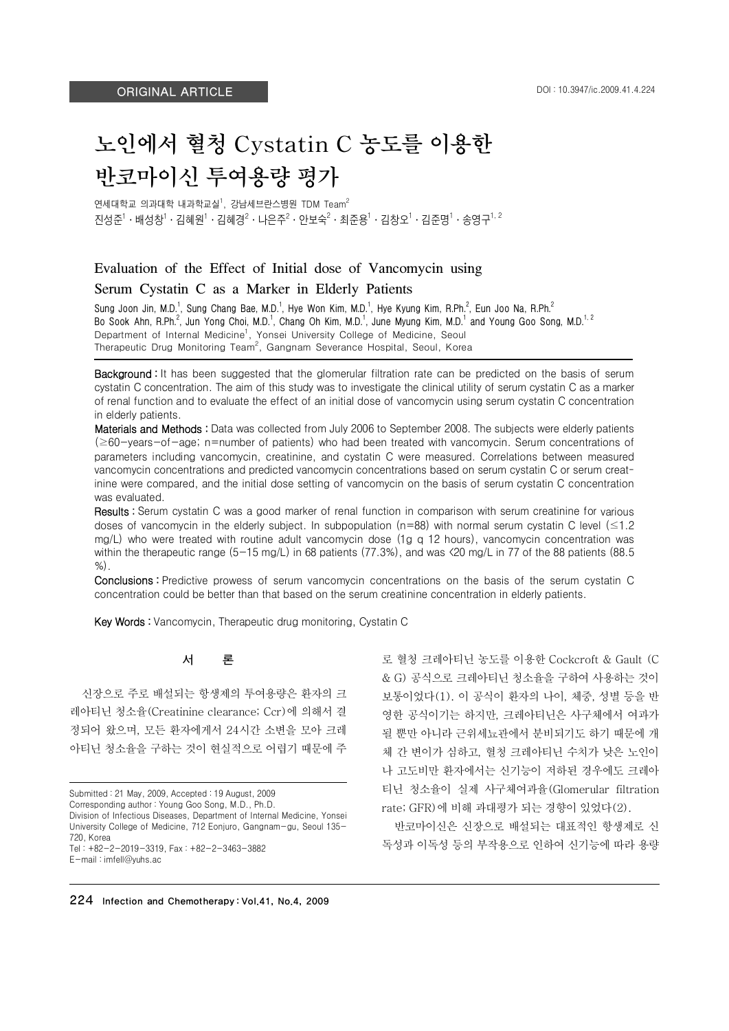ORIGINAL ARTICLE

DOI : 10.3947/ic.2009.41.4.224

# 노인에서 혈청 Cystatin C 농도를 이용한 반코마이신 투여용량 평가

연세대학교 의과대학 내과학교실[1], 강남세브란스병원 TDM Team[2]

진성준[1] · 배성창[1] · 김혜원[1] · 김혜경[2] · 나은주[2] · 안보숙[2] · 최준용[1] · 김창오[1] · 김준명[1] · 송영구[1,2]

## Evaluation of the Effect of Initial dose of Vancomycin using Serum Cystatin C as a Marker in Elderly Patients

Sung Joon Jin, M.D.[1], Sung Chang Bae, M.D.[1], Hye Won Kim, M.D.[1], Hye Kyung Kim, R.Ph.[2], Eun Joo Na, R.Ph.[2] Bo Sook Ahn, R.Ph.[2], Jun Yong Choi, M.D.[1], Chang Oh Kim, M.D.[1], June Myung Kim, M.D.[1] and Young Goo Song, M.D.[1,2]

Department of Internal Medicine[1], Yonsei University College of Medicine, Seoul
Therapeutic Drug Monitoring Team[2], Gangnam Severance Hospital, Seoul, Korea

**Background :** It has been suggested that the glomerular filtration rate can be predicted on the basis of serum cystatin C concentration. The aim of this study was to investigate the clinical utility of serum cystatin C as a marker of renal function and to evaluate the effect of an initial dose of vancomycin using serum cystatin C concentration in elderly patients.

**Materials and Methods :** Data was collected from July 2006 to September 2008. The subjects were elderly patients (≥60-years-of-age; n=number of patients) who had been treated with vancomycin. Serum concentrations of parameters including vancomycin, creatinine, and cystatin C were measured. Correlations between measured vancomycin concentrations and predicted vancomycin concentrations based on serum cystatin C or serum creatinine were compared, and the initial dose setting of vancomycin on the basis of serum cystatin C concentration was evaluated.

**Results :** Serum cystatin C was a good marker of renal function in comparison with serum creatinine for various doses of vancomycin in the elderly subject. In subpopulation (n=88) with normal serum cystatin C level (≤1.2 mg/L) who were treated with routine adult vancomycin dose (1g q 12 hours), vancomycin concentration was within the therapeutic range (5-15 mg/L) in 68 patients (77.3%), and was <20 mg/L in 77 of the 88 patients (88.5 %).

**Conclusions :** Predictive prowess of serum vancomycin concentrations on the basis of the serum cystatin C concentration could be better than that based on the serum creatinine concentration in elderly patients.

**Key Words :** Vancomycin, Therapeutic drug monitoring, Cystatin C

## 서 론

신장으로 주로 배설되는 항생제의 투여용량은 환자의 크레아티닌 청소율(Creatinine clearance; Ccr)에 의해서 결정되어 왔으며, 모든 환자에게서 24시간 소변을 모아 크레아티닌 청소율을 구하는 것이 현실적으로 어렵기 때문에 주로 혈청 크레아티닌 농도를 이용한 Cockcroft & Gault (C & G) 공식으로 크레아티닌 청소율을 구하여 사용하는 것이 보통이었다(1). 이 공식이 환자의 나이, 체중, 성별 등을 반영한 공식이기는 하지만, 크레아티닌은 사구체에서 여과가 될 뿐만 아니라 근위세뇨관에서 분비되기도 하기 때문에 개체 간 변이가 심하고, 혈청 크레아티닌 수치가 낮은 노인이나 고도비만 환자에서는 신기능이 저하된 경우에도 크레아티닌 청소율이 실제 사구체여과율(Glomerular filtration rate; GFR)에 비해 과대평가 되는 경향이 있었다(2).

반코마이신은 신장으로 배설되는 대표적인 항생제로 신독성과 이독성 등의 부작용으로 인하여 신기능에 따라 용량

Submitted : 21 May, 2009, Accepted : 19 August, 2009
Corresponding author : Young Goo Song, M.D., Ph.D.
Division of Infectious Diseases, Department of Internal Medicine, Yonsei University College of Medicine, 712 Eonjuro, Gangnam-gu, Seoul 135-720, Korea
Tel : +82-2-2019-3319, Fax : +82-2-3463-3882
E-mail : imfell@yuhs.ac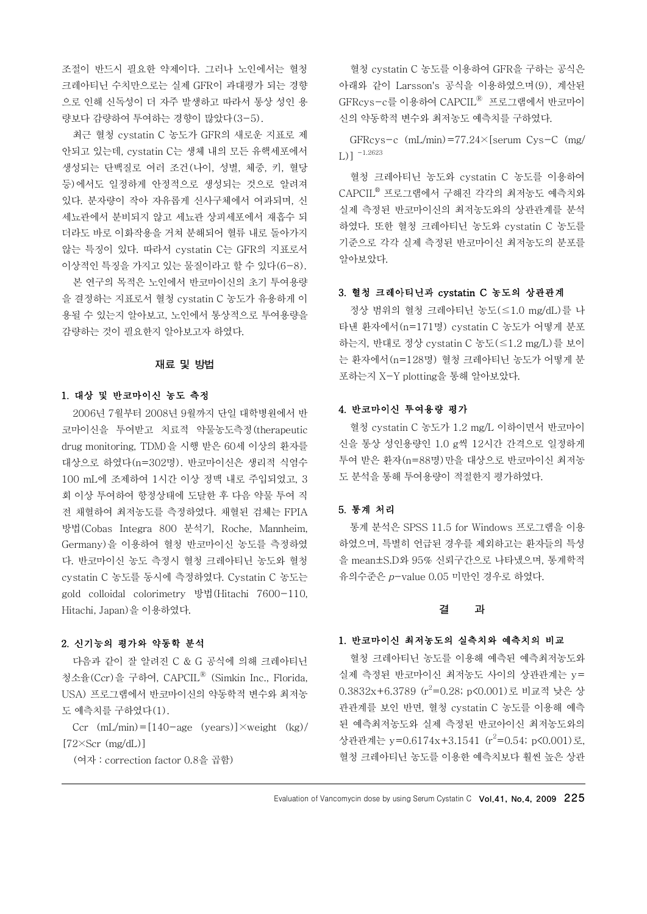조절이 반드시 필요한 약제이다. 그러나 노인에서는 혈청 크레아티닌 수치만으로는 실제 GFR이 과대평가 되는 경향으로 인해 신독성이 더 자주 발생하고 따라서 통상 성인 용량보다 감량하여 투여하는 경향이 많았다(3-5).

최근 혈청 cystatin C 농도가 GFR의 새로운 지표로 제안되고 있는데, cystatin C는 생체 내의 모든 유핵세포에서 생성되는 단백질로 여러 조건(나이, 성별, 체중, 키, 혈당 등)에서도 일정하게 안정적으로 생성되는 것으로 알려져 있다. 분자량이 작아 자유롭게 신사구체에서 여과되며, 신세뇨관에서 분비되지 않고 세뇨관 상피세포에서 재흡수 되더라도 바로 이화작용을 거쳐 분해되어 혈류 내로 돌아가지 않는 특징이 있다. 따라서 cystatin C는 GFR의 지표로서 이상적인 특징을 가지고 있는 물질이라고 할 수 있다(6-8).

본 연구의 목적은 노인에서 반코마이신의 초기 투여용량을 결정하는 지표로서 혈청 cystatin C 농도가 유용하게 이용될 수 있는지 알아보고, 노인에서 통상적으로 투여용량을 감량하는 것이 필요한지 알아보고자 하였다.

## 재료 및 방법

### 1. 대상 및 반코마이신 농도 측정

2006년 7월부터 2008년 9월까지 단일 대학병원에서 반코마이신을 투여받고 치료적 약물농도측정(therapeutic drug monitoring, TDM)을 시행 받은 60세 이상의 환자를 대상으로 하였다(n=302명). 반코마이신은 생리적 식염수 100 mL에 조제하여 1시간 이상 정맥 내로 주입되었고, 3회 이상 투여하여 항정상태에 도달한 후 다음 약물 투여 직전 채혈하여 최저농도를 측정하였다. 채혈된 검체는 FPIA 방법(Cobas Integra 800 분석기, Roche, Mannheim, Germany)을 이용하여 혈청 반코마이신 농도를 측정하였다. 반코마이신 농도 측정시 혈청 크레아티닌 농도와 혈청 cystatin C 농도를 동시에 측정하였다. Cystatin C 농도는 gold colloidal colorimetry 방법(Hitachi 7600-110, Hitachi, Japan)을 이용하였다.

### 2. 신기능의 평가와 약동학 분석

다음과 같이 잘 알려진 C & G 공식에 의해 크레아티닌 청소율(Ccr)을 구하여, CAPCIL® (Simkin Inc., Florida, USA) 프로그램에서 반코마이신의 약동학적 변수와 최저농도 예측치를 구하였다(1).

$$\text{Ccr (mL/min)} = [140 - \text{age (years)}] \times \text{weight (kg)} / [72 \times \text{Scr (mg/dL)}]$$

(여자 : correction factor 0.8을 곱함)

혈청 cystatin C 농도를 이용하여 GFR을 구하는 공식은 아래와 같이 Larsson's 공식을 이용하였으며(9), 계산된 GFRcys-c를 이용하여 CAPCIL® 프로그램에서 반코마이신의 약동학적 변수와 최저농도 예측치를 구하였다.

$$\text{GFRcys-c (mL/min)} = 77.24 \times [\text{serum Cys-C (mg/L)}]^{-1.2623}$$

혈청 크레아티닌 농도와 cystatin C 농도를 이용하여 CAPCIL® 프로그램에서 구해진 각각의 최저농도 예측치와 실제 측정된 반코마이신의 최저농도와의 상관관계를 분석하였다. 또한 혈청 크레아티닌 농도와 cystatin C 농도를 기준으로 각각 실제 측정된 반코마이신 최저농도의 분포를 알아보았다.

### 3. 혈청 크레아티닌과 cystatin C 농도의 상관관계

정상 범위의 혈청 크레아티닌 농도(≤1.0 mg/dL)를 나타낸 환자에서(n=171명) cystatin C 농도가 어떻게 분포하는지, 반대로 정상 cystatin C 농도(≤1.2 mg/L)를 보이는 환자에서(n=128명) 혈청 크레아티닌 농도가 어떻게 분포하는지 X-Y plotting을 통해 알아보았다.

### 4. 반코마이신 투여용량 평가

혈청 cystatin C 농도가 1.2 mg/L 이하이면서 반코마이신을 통상 성인용량인 1.0 g씩 12시간 간격으로 일정하게 투여 받은 환자(n=88명)만을 대상으로 반코마이신 최저농도 분석을 통해 투여용량이 적절한지 평가하였다.

### 5. 통계 처리

통계 분석은 SPSS 11.5 for Windows 프로그램을 이용하였으며, 특별히 언급된 경우를 제외하고는 환자들의 특성을 mean±S.D와 95% 신뢰구간으로 나타냈으며, 통계학적 유의수준은 *p*-value 0.05 미만인 경우로 하였다.

## 결 과

### 1. 반코마이신 최저농도의 실측치와 예측치의 비교

혈청 크레아티닌 농도를 이용해 예측된 예측최저농도와 실제 측정된 반코마이신 최저농도 사이의 상관관계는 $y=0.3832x+6.3789$ ($r^2=0.28$; $p<0.001$)로 비교적 낮은 상관관계를 보인 반면, 혈청 cystatin C 농도를 이용해 예측된 예측최저농도와 실제 측정된 반코아이신 최저농도와의 상관관계는 $y=0.6174x+3.1541$ ($r^2=0.54$; $p<0.001$)로, 혈청 크레아티닌 농도를 이용한 예측치보다 훨씬 높은 상관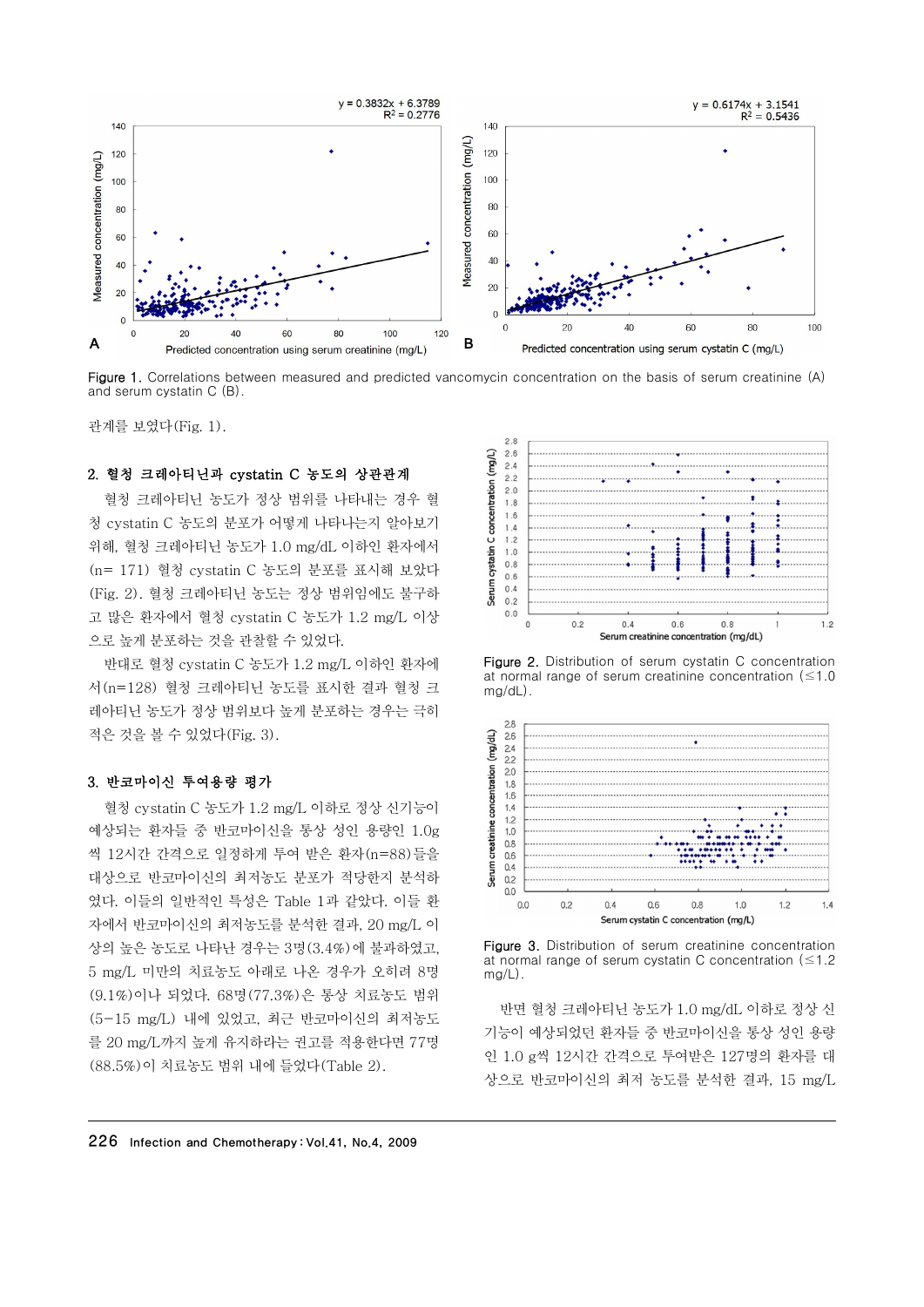Figure 1. Correlations between measured and predicted vancomycin concentration on the basis of serum creatinine (A) and serum cystatin C (B).

관계를 보였다(Fig. 1).

### 2. 혈청 크레아티닌과 cystatin C 농도의 상관관계

혈청 크레아티닌 농도가 정상 범위를 나타내는 경우 혈청 cystatin C 농도의 분포가 어떻게 나타나는지 알아보기 위해, 혈청 크레아티닌 농도가 1.0 mg/dL 이하인 환자에서 (n= 171) 혈청 cystatin C 농도의 분포를 표시해 보았다 (Fig. 2). 혈청 크레아티닌 농도는 정상 범위임에도 불구하고 많은 환자에서 혈청 cystatin C 농도가 1.2 mg/L 이상으로 높게 분포하는 것을 관찰할 수 있었다.

반대로 혈청 cystatin C 농도가 1.2 mg/L 이하인 환자에서(n=128) 혈청 크레아티닌 농도를 표시한 결과 혈청 크레아티닌 농도가 정상 범위보다 높게 분포하는 경우는 극히 적은 것을 볼 수 있었다(Fig. 3).

### 3. 반코마이신 투여용량 평가

혈청 cystatin C 농도가 1.2 mg/L 이하로 정상 신기능이 예상되는 환자들 중 반코마이신을 통상 성인 용량인 1.0g 씩 12시간 간격으로 일정하게 투여 받은 환자(n=88)들을 대상으로 반코마이신의 최저농도 분포가 적당한지 분석하였다. 이들의 일반적인 특성은 Table 1과 같았다. 이들 환자에서 반코마이신의 최저농도를 분석한 결과, 20 mg/L 이상의 높은 농도로 나타난 경우는 3명(3.4%)에 불과하였고, 5 mg/L 미만의 치료농도 아래로 나온 경우가 오히려 8명(9.1%)이나 되었다. 68명(77.3%)은 통상 치료농도 범위(5−15 mg/L) 내에 있었고, 최근 반코마이신의 최저농도를 20 mg/L까지 높게 유지하라는 권고를 적용한다면 77명(88.5%)이 치료농도 범위 내에 들었다(Table 2).

Figure 2. Distribution of serum cystatin C concentration at normal range of serum creatinine concentration (≤1.0 mg/dL).

Figure 3. Distribution of serum creatinine concentration at normal range of serum cystatin C concentration (≤1.2 mg/L).

반면 혈청 크레아티닌 농도가 1.0 mg/dL 이하로 정상 신기능이 예상되었던 환자들 중 반코마이신을 통상 성인 용량인 1.0 g씩 12시간 간격으로 투여받은 127명의 환자를 대상으로 반코마이신의 최저 농도를 분석한 결과, 15 mg/L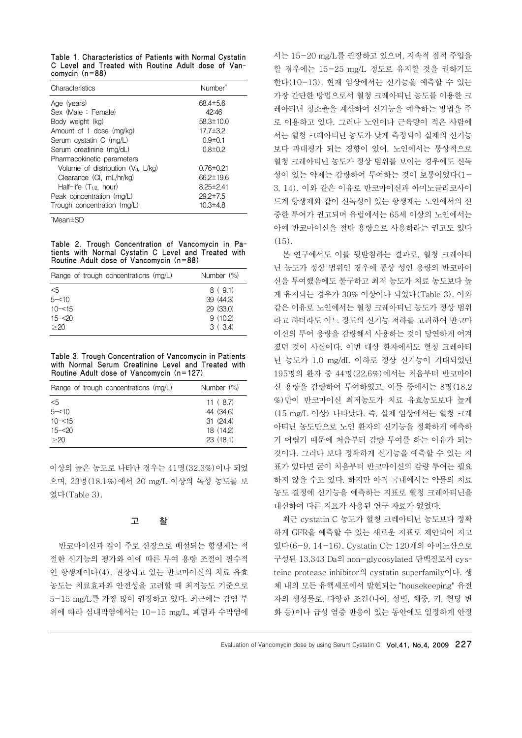Table 1. Characteristics of Patients with Normal Cystatin C Level and Treated with Routine Adult dose of Vancomycin (n=88)

| Characteristics | Number* |
|---|---|
| Age (years) | 68.4±5.6 |
| Sex (Male : Female) | 42:46 |
| Body weight (kg) | 58.3±10.0 |
| Amount of 1 dose (mg/kg) | 17.7±3.2 |
| Serum cystatin C (mg/L) | 0.9±0.1 |
| Serum creatinine (mg/dL) | 0.8±0.2 |
| Pharmacokinetic parameters | |
| Volume of distribution ($V_d$, L/kg) | 0.76±0.21 |
| Clearance (Cl, mL/hr/kg) | 66.2±19.6 |
| Half-life ($T_{1/2}$, hour) | 8.25±2.41 |
| Peak concentration (mg/L) | 29.2±7.5 |
| Trough concentration (mg/L) | 10.3±4.8 |

*Mean±SD

Table 2. Trough Concentration of Vancomycin in Patients with Normal Cystatin C Level and Treated with Routine Adult dose of Vancomycin (n=88)

| Range of trough concentrations (mg/L) | Number (%) |
|---|---|
| <5 | 8 ( 9.1) |
| 5-<10 | 39 (44.3) |
| 10-<15 | 29 (33.0) |
| 15-<20 | 9 (10.2) |
| ≥20 | 3 ( 3.4) |

Table 3. Trough Concentration of Vancomycin in Patients with Normal Serum Creatinine Level and Treated with Routine Adult dose of Vancomycin (n=127)

| Range of trough concentrations (mg/L) | Number (%) |
|---|---|
| <5 | 11 ( 8.7) |
| 5-<10 | 44 (34.6) |
| 10-<15 | 31 (24.4) |
| 15-<20 | 18 (14.2) |
| ≥20 | 23 (18.1) |

이상의 높은 농도로 나타난 경우는 41명(32.3%)이나 되었으며, 23명(18.1%)에서 20 mg/L 이상의 독성 농도를 보였다(Table 3).

## 고 찰

반코마이신과 같이 주로 신장으로 배설되는 항생제는 적절한 신기능의 평가와 이에 따른 투여 용량 조절이 필수적인 항생제이다(4). 권장되고 있는 반코마이신의 치료 유효농도는 치료효과와 안전성을 고려할 때 최저농도 기준으로 5-15 mg/L를 가장 많이 권장하고 있다. 최근에는 감염 부위에 따라 심내막염에서는 10-15 mg/L, 폐렴과 수막염에서는 15-20 mg/L를 권장하고 있으며, 지속적 점적 주입을 할 경우에는 15-25 mg/L 정도로 유지할 것을 권하기도 한다(10-13). 현재 임상에서는 신기능을 예측할 수 있는 가장 간단한 방법으로서 혈청 크레아티닌 농도를 이용한 크레아티닌 청소율을 계산하여 신기능을 예측하는 방법을 주로 이용하고 있다. 그러나 노인이나 근육량이 적은 사람에서는 혈청 크레아티닌 농도가 낮게 측정되어 실제의 신기능보다 과대평가 되는 경향이 있어, 노인에서는 통상적으로 혈청 크레아티닌 농도가 정상 범위를 보이는 경우에도 신독성이 있는 약제는 감량하여 투여하는 것이 보통이었다(1-3, 14). 이와 같은 이유로 반코마이신과 아미노글리코사이드계 항생제와 같이 신독성이 있는 항생제는 노인에서의 신중한 투여가 권고되며 유럽에서는 65세 이상의 노인에서는 아예 반코마이신을 절반 용량으로 사용하라는 권고도 있다(15).

본 연구에서도 이를 뒷받침하는 결과로, 혈청 크레아티닌 농도가 정상 범위인 경우에 통상 성인 용량의 반코마이신을 투여했음에도 불구하고 최저 농도가 치료 농도보다 높게 유지되는 경우가 30% 이상이나 되었다(Table 3). 이와 같은 이유로 노인에서는 혈청 크레아티닌 농도가 정상 범위라고 하더라도 어느 정도의 신기능 저하를 고려하여 반코마이신의 투여 용량을 감량해서 사용하는 것이 당연하게 여겨졌던 것이 사실이다. 이번 대상 환자에서도 혈청 크레아티닌 농도가 1.0 mg/dL 이하로 정상 신기능이 기대되었던 195명의 환자 중 44명(22.6%)에서는 처음부터 반코마이신 용량을 감량하여 투여하였고, 이들 중에서는 8명(18.2%)만이 반코마이신 최저농도가 치료 유효농도보다 높게(15 mg/L 이상) 나타났다. 즉, 실제 임상에서는 혈청 크레아티닌 농도만으로 노인 환자의 신기능을 정확하게 예측하기 어렵기 때문에 처음부터 감량 투여를 하는 이유가 되는 것이다. 그러나 보다 정확하게 신기능을 예측할 수 있는 지표가 있다면 굳이 처음부터 반코마이신의 감량 투여는 필요하지 않을 수도 있다. 하지만 아직 국내에서는 약물의 치료 농도 결정에 신기능을 예측하는 지표로 혈청 크레아티닌을 대신하여 다른 지표가 사용된 연구 자료가 없었다.

최근 cystatin C 농도가 혈청 크레아티닌 농도보다 정확하게 GFR을 예측할 수 있는 새로운 지표로 제안되어 지고 있다(6-9, 14-16). Cystatin C는 120개의 아미노산으로 구성된 13,343 Da의 non-glycosylated 단백질로서 cysteine protease inhibitor의 cystatin superfamily이다. 생체 내의 모든 유핵세포에서 발현되는 "housekeeping" 유전자의 생성물로, 다양한 조건(나이, 성별, 체중, 키, 혈당 변화 등)이나 급성 염증 반응이 있는 동안에도 일정하게 안정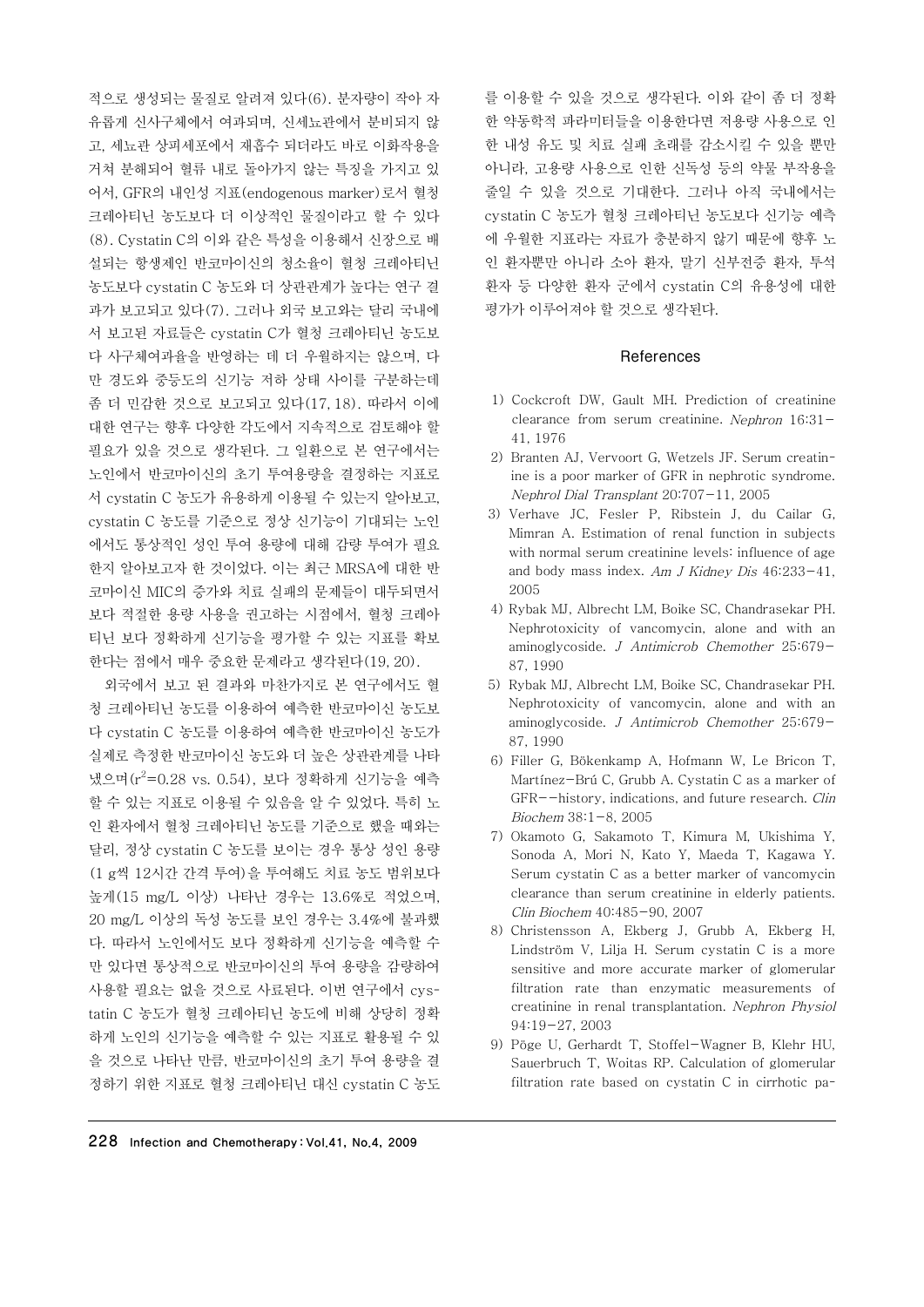적으로 생성되는 물질로 알려져 있다(6). 분자량이 작아 자유롭게 신사구체에서 여과되며, 신세뇨관에서 분비되지 않고, 세뇨관 상피세포에서 재흡수 되더라도 바로 이화작용을 거쳐 분해되어 혈류 내로 돌아가지 않는 특징을 가지고 있어서, GFR의 내인성 지표(endogenous marker)로서 혈청 크레아티닌 농도보다 더 이상적인 물질이라고 할 수 있다(8). Cystatin C의 이와 같은 특성을 이용해서 신장으로 배설되는 항생제인 반코마이신의 청소율이 혈청 크레아티닌 농도보다 cystatin C 농도와 더 상관관계가 높다는 연구 결과가 보고되고 있다(7). 그러나 외국 보고와는 달리 국내에서 보고된 자료들은 cystatin C가 혈청 크레아티닌 농도보다 사구체여과율을 반영하는 데 더 우월하지는 않으며, 다만 경도와 중등도의 신기능 저하 상태 사이를 구분하는데 좀 더 민감한 것으로 보고되고 있다(17, 18). 따라서 이에 대한 연구는 향후 다양한 각도에서 지속적으로 검토해야 할 필요가 있을 것으로 생각된다. 그 일환으로 본 연구에서는 노인에서 반코마이신의 초기 투여용량을 결정하는 지표로서 cystatin C 농도가 유용하게 이용될 수 있는지 알아보고, cystatin C 농도를 기준으로 정상 신기능이 기대되는 노인에서도 통상적인 성인 투여 용량에 대해 감량 투여가 필요한지 알아보고자 한 것이었다. 이는 최근 MRSA에 대한 반코마이신 MIC의 증가와 치료 실패의 문제들이 대두되면서 보다 적절한 용량 사용을 권고하는 시점에서, 혈청 크레아티닌 보다 정확하게 신기능을 평가할 수 있는 지표를 확보한다는 점에서 매우 중요한 문제라고 생각된다(19, 20).

외국에서 보고 된 결과와 마찬가지로 본 연구에서도 혈청 크레아티닌 농도를 이용하여 예측한 반코마이신 농도보다 cystatin C 농도를 이용하여 예측한 반코마이신 농도가 실제로 측정한 반코마이신 농도와 더 높은 상관관계를 나타냈으며($r^2$=0.28 vs. 0.54), 보다 정확하게 신기능을 예측할 수 있는 지표로 이용될 수 있음을 알 수 있었다. 특히 노인 환자에서 혈청 크레아티닌 농도를 기준으로 했을 때와는 달리, 정상 cystatin C 농도를 보이는 경우 통상 성인 용량(1 g씩 12시간 간격 투여)을 투여해도 치료 농도 범위보다 높게(15 mg/L 이상) 나타난 경우는 13.6%로 적었으며, 20 mg/L 이상의 독성 농도를 보인 경우는 3.4%에 불과했다. 따라서 노인에서도 보다 정확하게 신기능을 예측할 수만 있다면 통상적으로 반코마이신의 투여 용량을 감량하여 사용할 필요는 없을 것으로 사료된다. 이번 연구에서 cystatin C 농도가 혈청 크레아티닌 농도에 비해 상당히 정확하게 노인의 신기능을 예측할 수 있는 지표로 활용될 수 있을 것으로 나타난 만큼, 반코마이신의 초기 투여 용량을 결정하기 위한 지표로 혈청 크레아티닌 대신 cystatin C 농도를 이용할 수 있을 것으로 생각된다. 이와 같이 좀 더 정확한 약동학적 파라미터들을 이용한다면 저용량 사용으로 인한 내성 유도 및 치료 실패 초래를 감소시킬 수 있을 뿐만 아니라, 고용량 사용으로 인한 신독성 등의 약물 부작용을 줄일 수 있을 것으로 기대한다. 그러나 아직 국내에서는 cystatin C 농도가 혈청 크레아티닌 농도보다 신기능 예측에 우월한 지표라는 자료가 충분하지 않기 때문에 향후 노인 환자뿐만 아니라 소아 환자, 말기 신부전증 환자, 투석 환자 등 다양한 환자 군에서 cystatin C의 유용성에 대한 평가가 이루어져야 할 것으로 생각된다.

## References

1) Cockcroft DW, Gault MH. Prediction of creatinine clearance from serum creatinine. *Nephron* 16:31-41, 1976
2) Branten AJ, Vervoort G, Wetzels JF. Serum creatinine is a poor marker of GFR in nephrotic syndrome. *Nephrol Dial Transplant* 20:707-11, 2005
3) Verhave JC, Fesler P, Ribstein J, du Cailar G, Mimran A. Estimation of renal function in subjects with normal serum creatinine levels: influence of age and body mass index. *Am J Kidney Dis* 46:233-41, 2005
4) Rybak MJ, Albrecht LM, Boike SC, Chandrasekar PH. Nephrotoxicity of vancomycin, alone and with an aminoglycoside. *J Antimicrob Chemother* 25:679-87, 1990
5) Rybak MJ, Albrecht LM, Boike SC, Chandrasekar PH. Nephrotoxicity of vancomycin, alone and with an aminoglycoside. *J Antimicrob Chemother* 25:679-87, 1990
6) Filler G, Bökenkamp A, Hofmann W, Le Bricon T, Martínez-Brú C, Grubb A. Cystatin C as a marker of GFR--history, indications, and future research. *Clin Biochem* 38:1-8, 2005
7) Okamoto G, Sakamoto T, Kimura M, Ukishima Y, Sonoda A, Mori N, Kato Y, Maeda T, Kagawa Y. Serum cystatin C as a better marker of vancomycin clearance than serum creatinine in elderly patients. *Clin Biochem* 40:485-90, 2007
8) Christensson A, Ekberg J, Grubb A, Ekberg H, Lindström V, Lilja H. Serum cystatin C is a more sensitive and more accurate marker of glomerular filtration rate than enzymatic measurements of creatinine in renal transplantation. *Nephron Physiol* 94:19-27, 2003
9) Pöge U, Gerhardt T, Stoffel-Wagner B, Klehr HU, Sauerbruch T, Woitas RP. Calculation of glomerular filtration rate based on cystatin C in cirrhotic pa-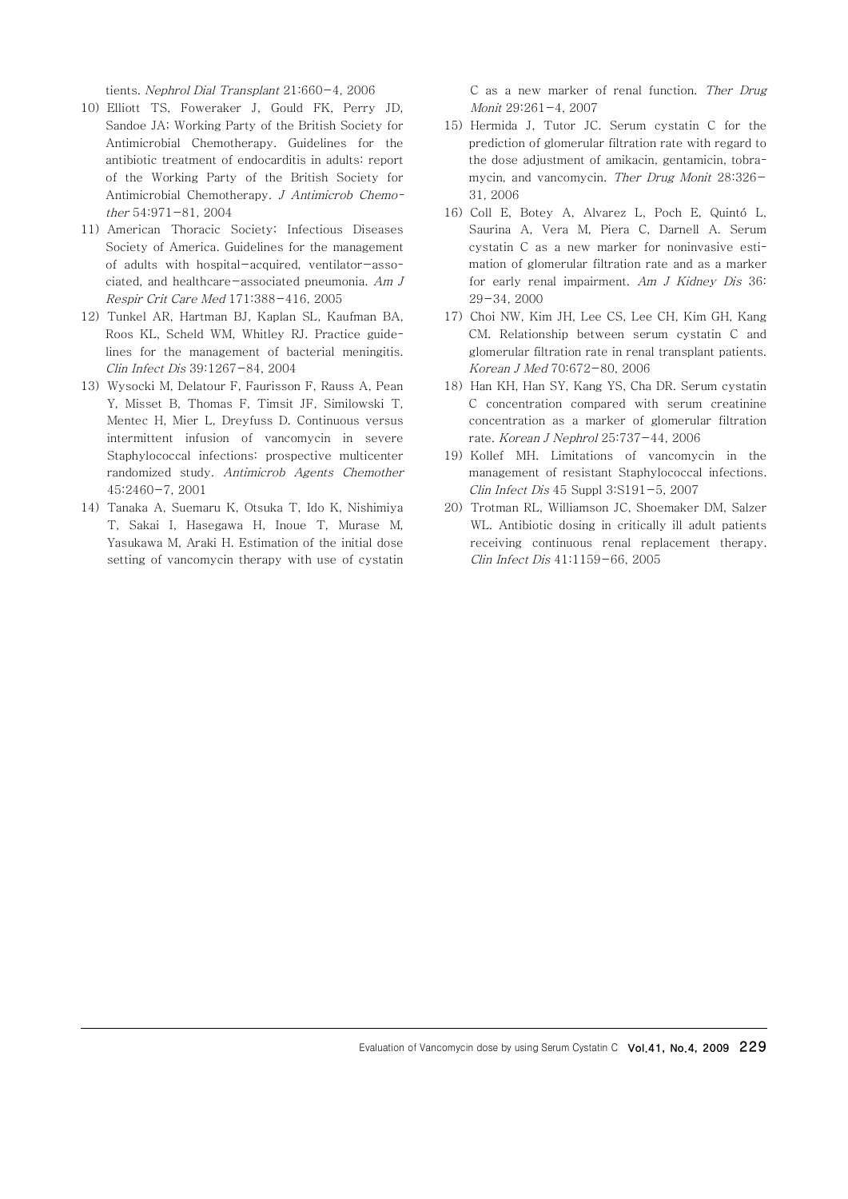tients. *Nephrol Dial Transplant* 21:660-4, 2006

10) Elliott TS, Foweraker J, Gould FK, Perry JD, Sandoe JA; Working Party of the British Society for Antimicrobial Chemotherapy. Guidelines for the antibiotic treatment of endocarditis in adults: report of the Working Party of the British Society for Antimicrobial Chemotherapy. *J Antimicrob Chemother* 54:971-81, 2004
11) American Thoracic Society; Infectious Diseases Society of America. Guidelines for the management of adults with hospital-acquired, ventilator-associated, and healthcare-associated pneumonia. *Am J Respir Crit Care Med* 171:388-416, 2005
12) Tunkel AR, Hartman BJ, Kaplan SL, Kaufman BA, Roos KL, Scheld WM, Whitley RJ. Practice guidelines for the management of bacterial meningitis. *Clin Infect Dis* 39:1267-84, 2004
13) Wysocki M, Delatour F, Faurisson F, Rauss A, Pean Y, Misset B, Thomas F, Timsit JF, Similowski T, Mentec H, Mier L, Dreyfuss D. Continuous versus intermittent infusion of vancomycin in severe Staphylococcal infections: prospective multicenter randomized study. *Antimicrob Agents Chemother* 45:2460-7, 2001
14) Tanaka A, Suemaru K, Otsuka T, Ido K, Nishimiya T, Sakai I, Hasegawa H, Inoue T, Murase M, Yasukawa M, Araki H. Estimation of the initial dose setting of vancomycin therapy with use of cystatin C as a new marker of renal function. *Ther Drug Monit* 29:261-4, 2007
15) Hermida J, Tutor JC. Serum cystatin C for the prediction of glomerular filtration rate with regard to the dose adjustment of amikacin, gentamicin, tobramycin, and vancomycin. *Ther Drug Monit* 28:326-31, 2006
16) Coll E, Botey A, Alvarez L, Poch E, Quintó L, Saurina A, Vera M, Piera C, Darnell A. Serum cystatin C as a new marker for noninvasive estimation of glomerular filtration rate and as a marker for early renal impairment. *Am J Kidney Dis* 36:29-34, 2000
17) Choi NW, Kim JH, Lee CS, Lee CH, Kim GH, Kang CM. Relationship between serum cystatin C and glomerular filtration rate in renal transplant patients. *Korean J Med* 70:672-80, 2006
18) Han KH, Han SY, Kang YS, Cha DR. Serum cystatin C concentration compared with serum creatinine concentration as a marker of glomerular filtration rate. *Korean J Nephrol* 25:737-44, 2006
19) Kollef MH. Limitations of vancomycin in the management of resistant Staphylococcal infections. *Clin Infect Dis* 45 Suppl 3:S191-5, 2007
20) Trotman RL, Williamson JC, Shoemaker DM, Salzer WL. Antibiotic dosing in critically ill adult patients receiving continuous renal replacement therapy. *Clin Infect Dis* 41:1159-66, 2005